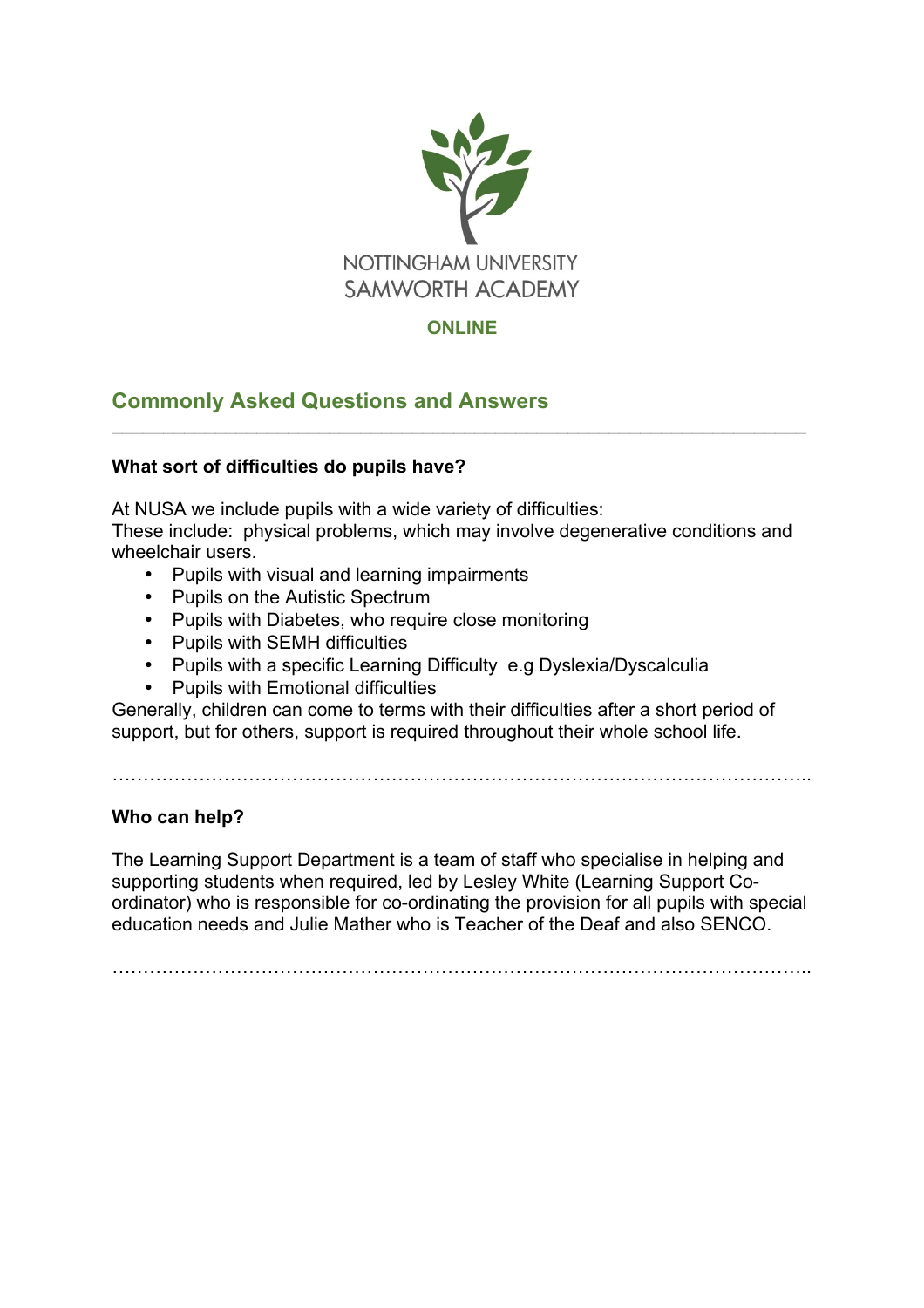NOTTINGHAM UNIVERSITY
SAMWORTH ACADEMY

**ONLINE**

## Commonly Asked Questions and Answers

---

**What sort of difficulties do pupils have?**

At NUSA we include pupils with a wide variety of difficulties:
These include: physical problems, which may involve degenerative conditions and wheelchair users.

- Pupils with visual and learning impairments
- Pupils on the Autistic Spectrum
- Pupils with Diabetes, who require close monitoring
- Pupils with SEMH difficulties
- Pupils with a specific Learning Difficulty e.g Dyslexia/Dyscalculia
- Pupils with Emotional difficulties

Generally, children can come to terms with their difficulties after a short period of support, but for others, support is required throughout their whole school life.

…………………………………………………………………………………………………..

**Who can help?**

The Learning Support Department is a team of staff who specialise in helping and supporting students when required, led by Lesley White (Learning Support Co-ordinator) who is responsible for co-ordinating the provision for all pupils with special education needs and Julie Mather who is Teacher of the Deaf and also SENCO.

…………………………………………………………………………………………………..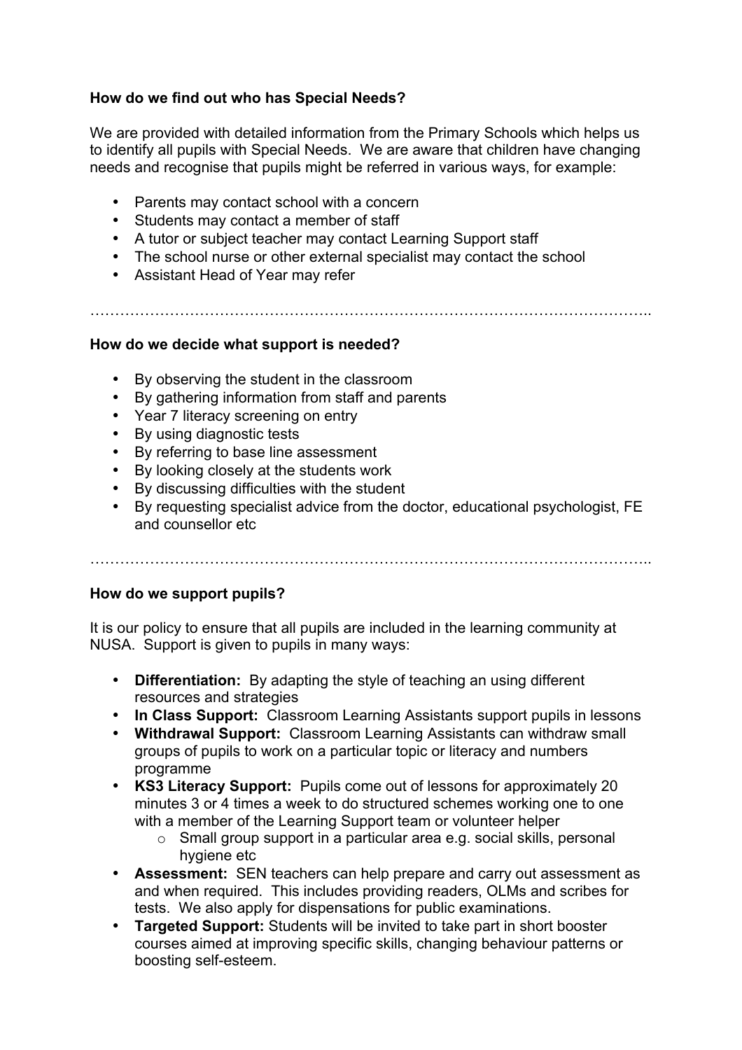**How do we find out who has Special Needs?**

We are provided with detailed information from the Primary Schools which helps us to identify all pupils with Special Needs. We are aware that children have changing needs and recognise that pupils might be referred in various ways, for example:

- Parents may contact school with a concern
- Students may contact a member of staff
- A tutor or subject teacher may contact Learning Support staff
- The school nurse or other external specialist may contact the school
- Assistant Head of Year may refer

…………………………………………………………………………………………………..

**How do we decide what support is needed?**

- By observing the student in the classroom
- By gathering information from staff and parents
- Year 7 literacy screening on entry
- By using diagnostic tests
- By referring to base line assessment
- By looking closely at the students work
- By discussing difficulties with the student
- By requesting specialist advice from the doctor, educational psychologist, FE and counsellor etc

…………………………………………………………………………………………………..

**How do we support pupils?**

It is our policy to ensure that all pupils are included in the learning community at NUSA. Support is given to pupils in many ways:

- **Differentiation:** By adapting the style of teaching an using different resources and strategies
- **In Class Support:** Classroom Learning Assistants support pupils in lessons
- **Withdrawal Support:** Classroom Learning Assistants can withdraw small groups of pupils to work on a particular topic or literacy and numbers programme
- **KS3 Literacy Support:** Pupils come out of lessons for approximately 20 minutes 3 or 4 times a week to do structured schemes working one to one with a member of the Learning Support team or volunteer helper
    - Small group support in a particular area e.g. social skills, personal hygiene etc
- **Assessment:** SEN teachers can help prepare and carry out assessment as and when required. This includes providing readers, OLMs and scribes for tests. We also apply for dispensations for public examinations.
- **Targeted Support:** Students will be invited to take part in short booster courses aimed at improving specific skills, changing behaviour patterns or boosting self-esteem.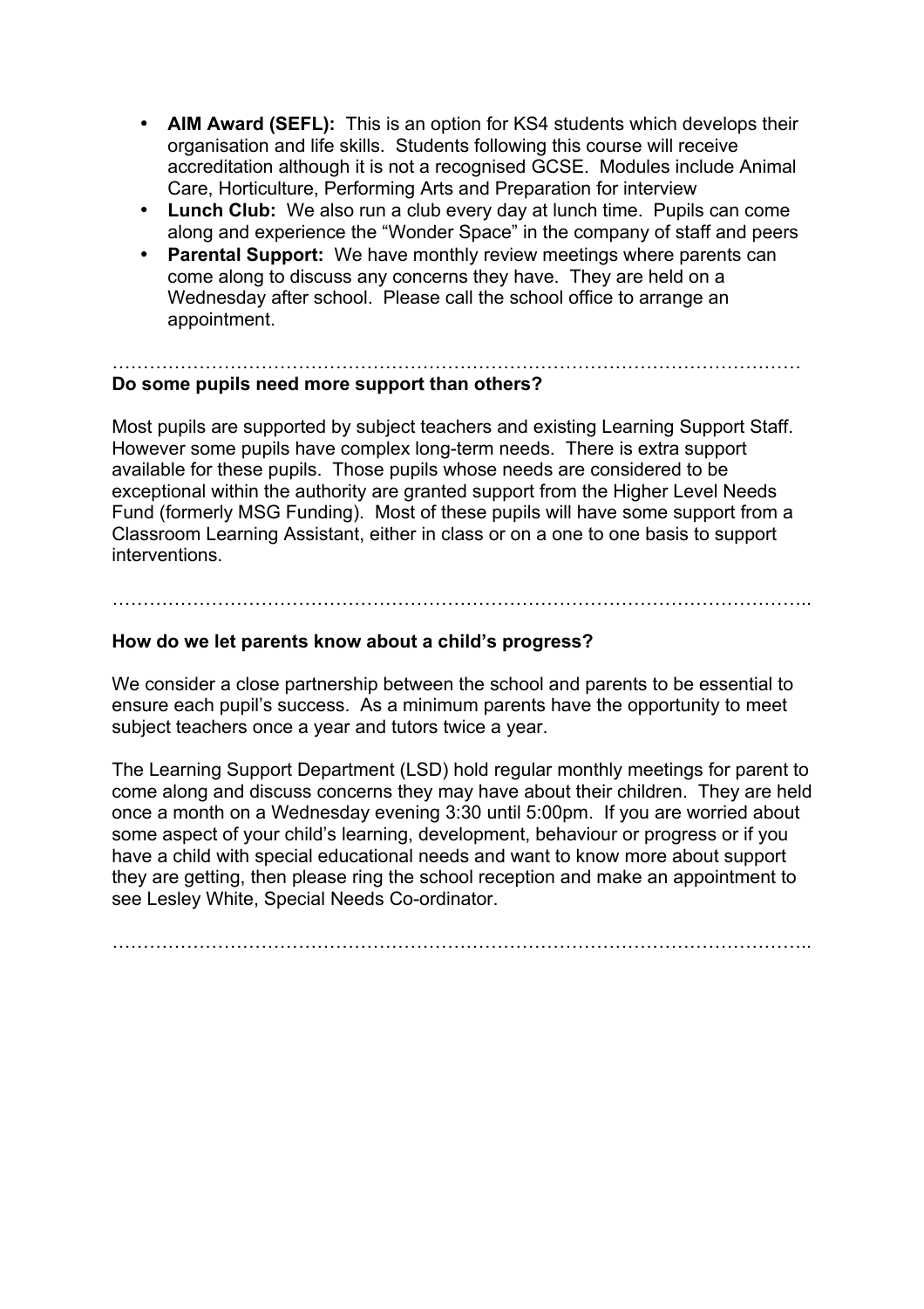- **AIM Award (SEFL):** This is an option for KS4 students which develops their organisation and life skills. Students following this course will receive accreditation although it is not a recognised GCSE. Modules include Animal Care, Horticulture, Performing Arts and Preparation for interview
- **Lunch Club:** We also run a club every day at lunch time. Pupils can come along and experience the "Wonder Space" in the company of staff and peers
- **Parental Support:** We have monthly review meetings where parents can come along to discuss any concerns they have. They are held on a Wednesday after school. Please call the school office to arrange an appointment.

…………………………………………………………………………………………………

**Do some pupils need more support than others?**

Most pupils are supported by subject teachers and existing Learning Support Staff. However some pupils have complex long-term needs. There is extra support available for these pupils. Those pupils whose needs are considered to be exceptional within the authority are granted support from the Higher Level Needs Fund (formerly MSG Funding). Most of these pupils will have some support from a Classroom Learning Assistant, either in class or on a one to one basis to support interventions.

…………………………………………………………………………………………………..

**How do we let parents know about a child's progress?**

We consider a close partnership between the school and parents to be essential to ensure each pupil's success. As a minimum parents have the opportunity to meet subject teachers once a year and tutors twice a year.

The Learning Support Department (LSD) hold regular monthly meetings for parent to come along and discuss concerns they may have about their children. They are held once a month on a Wednesday evening 3:30 until 5:00pm. If you are worried about some aspect of your child's learning, development, behaviour or progress or if you have a child with special educational needs and want to know more about support they are getting, then please ring the school reception and make an appointment to see Lesley White, Special Needs Co-ordinator.

…………………………………………………………………………………………………..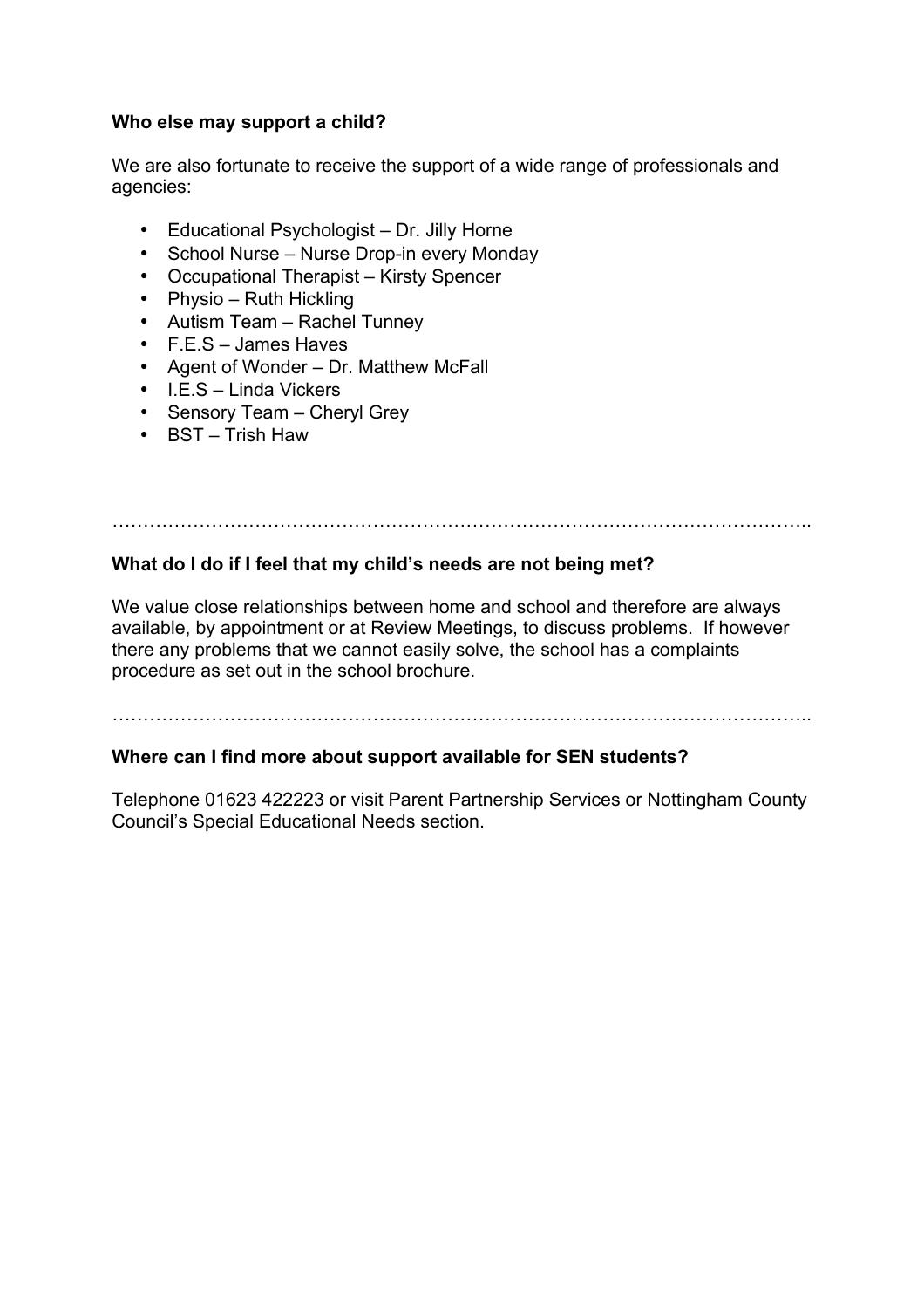**Who else may support a child?**

We are also fortunate to receive the support of a wide range of professionals and agencies:

- Educational Psychologist – Dr. Jilly Horne
- School Nurse – Nurse Drop-in every Monday
- Occupational Therapist – Kirsty Spencer
- Physio – Ruth Hickling
- Autism Team – Rachel Tunney
- F.E.S – James Haves
- Agent of Wonder – Dr. Matthew McFall
- I.E.S – Linda Vickers
- Sensory Team – Cheryl Grey
- BST – Trish Haw

…………………………………………………………………………………………………..

**What do I do if I feel that my child's needs are not being met?**

We value close relationships between home and school and therefore are always available, by appointment or at Review Meetings, to discuss problems. If however there any problems that we cannot easily solve, the school has a complaints procedure as set out in the school brochure.

…………………………………………………………………………………………………..

**Where can I find more about support available for SEN students?**

Telephone 01623 422223 or visit Parent Partnership Services or Nottingham County Council's Special Educational Needs section.